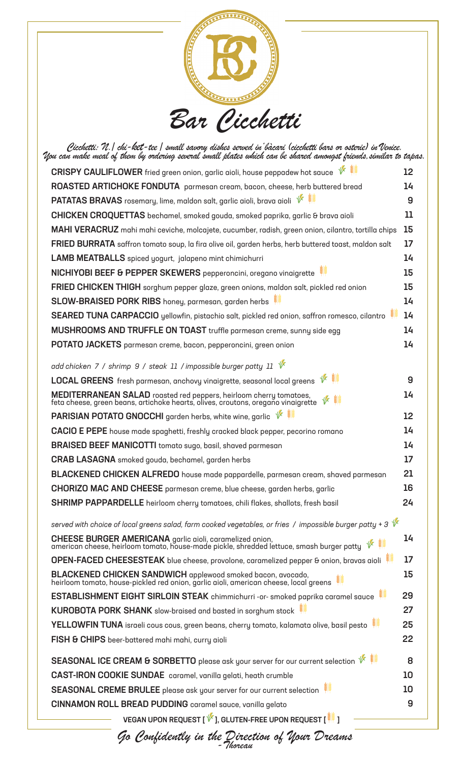# Bar Cicchetti

*Cicchetti: N. | chi-ket-tee | small savory dishes served in bàcari (cicchetti bars or osterie) in Venice. You can make meal of them by ordering several small plates which can be shared amongst friends, similar to tapas.*

| | |
|---|---|
| **CRISPY CAULIFLOWER** fried green onion, garlic aioli, house peppadew hot sauce [V] [GF] | 12 |
| **ROASTED ARTICHOKE FONDUTA** parmesan cream, bacon, cheese, herb buttered bread | 14 |
| **PATATAS BRAVAS** rosemary, lime, maldon salt, garlic aioli, brava aioli [V] [GF] | 9 |
| **CHICKEN CROQUETTAS** bechamel, smoked gouda, smoked paprika, garlic & brava aioli | 11 |
| **MAHI VERACRUZ** mahi mahi ceviche, molcajete, cucumber, radish, green onion, cilantro, tortilla chips | 15 |
| **FRIED BURRATA** saffron tomato soup, la fira olive oil, garden herbs, herb buttered toast, maldon salt | 17 |
| **LAMB MEATBALLS** spiced yogurt, jalapeno mint chimichurri | 14 |
| **NICHIYOBI BEEF & PEPPER SKEWERS** pepperoncini, oregano vinaigrette [GF] | 15 |
| **FRIED CHICKEN THIGH** sorghum pepper glaze, green onions, maldon salt, pickled red onion | 15 |
| **SLOW-BRAISED PORK RIBS** honey, parmesan, garden herbs [GF] | 14 |
| **SEARED TUNA CARPACCIO** yellowfin, pistachio salt, pickled red onion, saffron romesco, cilantro [GF] | 14 |
| **MUSHROOMS AND TRUFFLE ON TOAST** truffle parmesan creme, sunny side egg | 14 |
| **POTATO JACKETS** parmesan creme, bacon, pepperoncini, green onion | 14 |

*add chicken 7 / shrimp 9 / steak 11 / impossible burger patty 11* [V]

| | |
|---|---|
| **LOCAL GREENS** fresh parmesan, anchovy vinaigrette, seasonal local greens [V] [GF] | 9 |
| **MEDITERRANEAN SALAD** roasted red peppers, heirloom cherry tomatoes, feta cheese, green beans, artichoke hearts, olives, croutons, oregano vinaigrette [V] [GF] | 14 |
| **PARISIAN POTATO GNOCCHI** garden herbs, white wine, garlic [V] [GF] | 12 |
| **CACIO E PEPE** house made spaghetti, freshly cracked black pepper, pecorino romano | 14 |
| **BRAISED BEEF MANICOTTI** tomato sugo, basil, shaved parmesan | 14 |
| **CRAB LASAGNA** smoked gouda, bechamel, garden herbs | 17 |
| **BLACKENED CHICKEN ALFREDO** house made pappardelle, parmesan cream, shaved parmesan | 21 |
| **CHORIZO MAC AND CHEESE** parmesan creme, blue cheese, garden herbs, garlic | 16 |
| **SHRIMP PAPPARDELLE** heirloom cherry tomatoes, chili flakes, shallots, fresh basil | 24 |

*served with choice of local greens salad, farm cooked vegetables, or fries / impossible burger patty + 3* [V]

| | |
|---|---|
| **CHEESE BURGER AMERICANA** garlic aioli, caramelized onion, american cheese, heirloom tomato, house-made pickle, shredded lettuce, smash burger patty [V] [GF] | 14 |
| **OPEN-FACED CHEESESTEAK** blue cheese, provolone, caramelized pepper & onion, bravas aioli [GF] | 17 |
| **BLACKENED CHICKEN SANDWICH** applewood smoked bacon, avocado, heirloom tomato, house-pickled red onion, garlic aioli, american cheese, local greens [GF] | 15 |
| **ESTABLISHMENT EIGHT SIRLOIN STEAK** chimmichurri -or- smoked paprika caramel sauce [GF] | 29 |
| **KUROBOTA PORK SHANK** slow-braised and basted in sorghum stock [GF] | 27 |
| **YELLOWFIN TUNA** israeli cous cous, green beans, cherry tomato, kalamata olive, basil pesto [GF] | 25 |
| **FISH & CHIPS** beer-battered mahi mahi, curry aioli | 22 |

| | |
|---|---|
| **SEASONAL ICE CREAM & SORBETTO** please ask your server for our current selection [V] [GF] | 8 |
| **CAST-IRON COOKIE SUNDAE** caramel, vanilla gelati, heath crumble | 10 |
| **SEASONAL CREME BRULEE** please ask your server for our current selection [GF] | 10 |
| **CINNAMON ROLL BREAD PUDDING** caramel sauce, vanilla gelato | 9 |

**VEGAN UPON REQUEST [V], GLUTEN-FREE UPON REQUEST [GF]**

*Go Confidently in the Direction of Your Dreams*
*- Thoreau*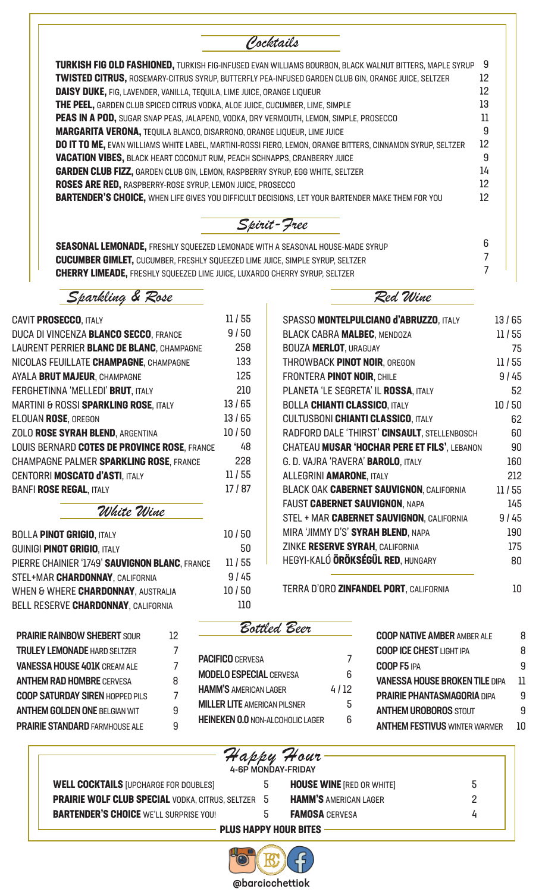## Cocktails

| | |
|---|---|
| **TURKISH FIG OLD FASHIONED,** TURKISH FIG-INFUSED EVAN WILLIAMS BOURBON, BLACK WALNUT BITTERS, MAPLE SYRUP | 9 |
| **TWISTED CITRUS,** ROSEMARY-CITRUS SYRUP, BUTTERFLY PEA-INFUSED GARDEN CLUB GIN, ORANGE JUICE, SELTZER | 12 |
| **DAISY DUKE,** FIG, LAVENDER, VANILLA, TEQUILA, LIME JUICE, ORANGE LIQUEUR | 12 |
| **THE PEEL,** GARDEN CLUB SPICED CITRUS VODKA, ALOE JUICE, CUCUMBER, LIME, SIMPLE | 13 |
| **PEAS IN A POD,** SUGAR SNAP PEAS, JALAPENO, VODKA, DRY VERMOUTH, LEMON, SIMPLE, PROSECCO | 11 |
| **MARGARITA VERONA,** TEQUILA BLANCO, DISARRONO, ORANGE LIQUEUR, LIME JUICE | 9 |
| **DO IT TO ME,** EVAN WILLIAMS WHITE LABEL, MARTINI-ROSSI FIERO, LEMON, ORANGE BITTERS, CINNAMON SYRUP, SELTZER | 12 |
| **VACATION VIBES,** BLACK HEART COCONUT RUM, PEACH SCHNAPPS, CRANBERRY JUICE | 9 |
| **GARDEN CLUB FIZZ,** GARDEN CLUB GIN, LEMON, RASPBERRY SYRUP, EGG WHITE, SELTZER | 14 |
| **ROSES ARE RED,** RASPBERRY-ROSE SYRUP, LEMON JUICE, PROSECCO | 12 |
| **BARTENDER'S CHOICE,** WHEN LIFE GIVES YOU DIFFICULT DECISIONS, LET YOUR BARTENDER MAKE THEM FOR YOU | 12 |

## Spirit-Free

| | |
|---|---|
| **SEASONAL LEMONADE,** FRESHLY SQUEEZED LEMONADE WITH A SEASONAL HOUSE-MADE SYRUP | 6 |
| **CUCUMBER GIMLET,** CUCUMBER, FRESHLY SQUEEZED LIME JUICE, SIMPLE SYRUP, SELTZER | 7 |
| **CHERRY LIMEADE,** FRESHLY SQUEEZED LIME JUICE, LUXARDO CHERRY SYRUP, SELTZER | 7 |

## Sparkling & Rose

| | |
|---|---|
| CAVIT **PROSECCO**, ITALY | 11 / 55 |
| DUCA DI VINCENZA **BLANCO SECCO**, FRANCE | 9 / 50 |
| LAURENT PERRIER **BLANC DE BLANC**, CHAMPAGNE | 258 |
| NICOLAS FEUILLATE **CHAMPAGNE**, CHAMPAGNE | 133 |
| AYALA **BRUT MAJEUR**, CHAMPAGNE | 125 |
| FERGHETINNA 'MELLEDI' **BRUT**, ITALY | 210 |
| MARTINI & ROSSI **SPARKLING ROSE**, ITALY | 13 / 65 |
| ELOUAN **ROSE**, OREGON | 13 / 65 |
| ZOLO **ROSE SYRAH BLEND**, ARGENTINA | 10 / 50 |
| LOUIS BERNARD **COTES DE PROVINCE ROSE**, FRANCE | 48 |
| CHAMPAGNE PALMER **SPARKLING ROSE**, FRANCE | 228 |
| CENTORRI **MOSCATO d'ASTI**, ITALY | 11 / 55 |
| BANFI **ROSE REGAL**, ITALY | 17 / 87 |

## White Wine

| | |
|---|---|
| BOLLA **PINOT GRIGIO**, ITALY | 10 / 50 |
| GUINIGI **PINOT GRIGIO**, ITALY | 50 |
| PIERRE CHAINIER '1749' **SAUVIGNON BLANC**, FRANCE | 11 / 55 |
| STEL+MAR **CHARDONNAY**, CALIFORNIA | 9 / 45 |
| WHEN & WHERE **CHARDONNAY**, AUSTRALIA | 10 / 50 |
| BELL RESERVE **CHARDONNAY**, CALIFORNIA | 110 |

## Red Wine

| | |
|---|---|
| SPASSO **MONTELPULCIANO d'ABRUZZO**, ITALY | 13 / 65 |
| BLACK CABRA **MALBEC**, MENDOZA | 11 / 55 |
| BOUZA **MERLOT**, URAGUAY | 75 |
| THROWBACK **PINOT NOIR**, OREGON | 11 / 55 |
| FRONTERA **PINOT NOIR**, CHILE | 9 / 45 |
| PLANETA 'LE SEGRETA' IL **ROSSA**, ITALY | 52 |
| BOLLA **CHIANTI CLASSICO**, ITALY | 10 / 50 |
| CULTUSBONI **CHIANTI CLASSICO**, ITALY | 62 |
| RADFORD DALE 'THIRST' **CINSAULT**, STELLENBOSCH | 60 |
| CHATEAU **MUSAR 'HOCHAR PERE ET FILS'**, LEBANON | 90 |
| G. D. VAJRA 'RAVERA' **BAROLO**, ITALY | 160 |
| ALLEGRINI **AMARONE**, ITALY | 212 |
| BLACK OAK **CABERNET SAUVIGNON**, CALIFORNIA | 11 / 55 |
| FAUST **CABERNET SAUVIGNON**, NAPA | 145 |
| STEL + MAR **CABERNET SAUVIGNON**, CALIFORNIA | 9 / 45 |
| MIRA 'JIMMY D'S' **SYRAH BLEND**, NAPA | 190 |
| ZINKE **RESERVE SYRAH**, CALIFORNIA | 175 |
| HEGYI-KALÓ **ÖRÖKSÉGÜL RED**, HUNGARY | 80 |
| TERRA D'ORO **ZINFANDEL PORT**, CALIFORNIA | 10 |

## Bottled Beer

| | |
|---|---|
| **PRAIRIE RAINBOW SHEBERT** SOUR | 12 |
| **TRULEY LEMONADE** HARD SELTZER | 7 |
| **VANESSA HOUSE 401K** CREAM ALE | 7 |
| **ANTHEM RAD HOMBRE** CERVESA | 8 |
| **COOP SATURDAY SIREN** HOPPED PILS | 7 |
| **ANTHEM GOLDEN ONE** BELGIAN WIT | 9 |
| **PRAIRIE STANDARD** FARMHOUSE ALE | 9 |
| **PACIFICO** CERVESA | 7 |
| **MODELO ESPECIAL** CERVESA | 6 |
| **HAMM'S** AMERICAN LAGER | 4 / 12 |
| **MILLER LITE** AMERICAN PILSNER | 5 |
| **HEINEKEN 0.0** NON-ALCOHOLIC LAGER | 6 |
| **COOP NATIVE AMBER** AMBER ALE | 8 |
| **COOP ICE CHEST** LIGHT IPA | 8 |
| **COOP F5** IPA | 9 |
| **VANESSA HOUSE BROKEN TILE** DIPA | 11 |
| **PRAIRIE PHANTASMAGORIA** DIPA | 9 |
| **ANTHEM UROBOROS** STOUT | 9 |
| **ANTHEM FESTIVUS** WINTER WARMER | 10 |

## Happy Hour
4-6P MONDAY-FRIDAY

| | |
|---|---|
| **WELL COCKTAILS** [UPCHARGE FOR DOUBLES] | 5 |
| **PRAIRIE WOLF CLUB SPECIAL** VODKA, CITRUS, SELTZER | 5 |
| **BARTENDER'S CHOICE** WE'LL SURPRISE YOU! | 5 |
| **HOUSE WINE** [RED OR WHITE] | 5 |
| **HAMM'S** AMERICAN LAGER | 2 |
| **FAMOSA** CERVESA | 4 |

**PLUS HAPPY HOUR BITES**

@barcicchettiok